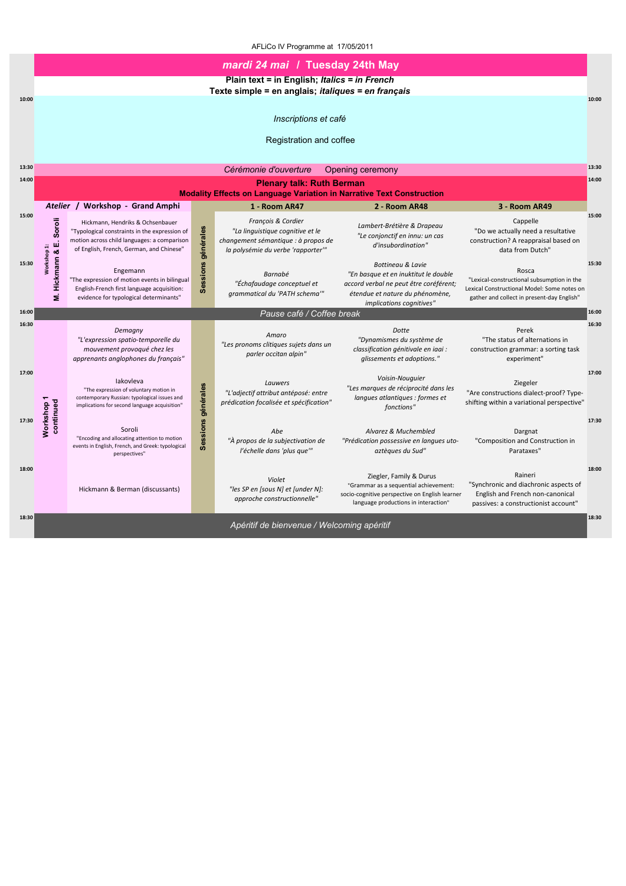AFLiCo IV Programme at 17/05/2011

# *mardi 24 mai* / Tuesday 24th May

**Plain text = in English; *Italics* = *in French***
**Texte simple = en anglais; *italiques* = *en français***

**10:00** — *Inscriptions et café* / Registration and coffee

**13:30** — *Cérémonie d'ouverture* / Opening ceremony

**14:00** — **Plenary talk: Ruth Berman**
**Modality Effects on Language Variation in Narrative Text Construction**

| Time | *Atelier* / Workshop - Grand Amphi | | 1 - Room AR47 | 2 - Room AR48 | 3 - Room AR49 |
|---|---|---|---|---|---|
| 15:00 | **Workshop 1: M. Hickmann & E. Soroli** — Hickmann, Hendriks & Ochsenbauer "Typological constraints in the expression of motion across child languages: a comparison of English, French, German, and Chinese" | **Sessions générales** | *François & Cordier "La linguistique cognitive et le changement sémantique : à propos de la polysémie du verbe 'rapporter'"* | *Lambert-Brétière & Drapeau "Le conjonctif en innu: un cas d'insubordination"* | Cappelle "Do we actually need a resultative construction? A reappraisal based on data from Dutch" |
| 15:30 | Engemann "The expression of motion events in bilingual English-French first language acquisition: evidence for typological determinants" | **Sessions générales** | *Barnabé "Échafaudage conceptuel et grammatical du 'PATH schema'"* | *Bottineau & Lavie "En basque et en inuktitut le double accord verbal ne peut être coréférent; étendue et nature du phénomène, implications cognitives"* | Rosca "Lexical-constructional subsumption in the Lexical Constructional Model: Some notes on gather and collect in present-day English" |
| 16:00 | *Pause café* / Coffee break | | | | |
| 16:30 | **Workshop 1 continued** — *Demagny "L'expression spatio-temporelle du mouvement provoqué chez les apprenants anglophones du français"* | **Sessions générales** | *Amaro "Les pronoms clitiques sujets dans un parler occitan alpin"* | *Dotte "Dynamismes du système de classification génitivale en iaai : glissements et adoptions."* | Perek "The status of alternations in construction grammar: a sorting task experiment" |
| 17:00 | Iakovleva "The expression of voluntary motion in contemporary Russian: typological issues and implications for second language acquisition" | **Sessions générales** | *Lauwers "L'adjectif attribut antéposé: entre prédication focalisée et spécification"* | *Voisin-Nouguier "Les marques de réciprocité dans les langues atlantiques : formes et fonctions"* | Ziegeler "Are constructions dialect-proof? Type-shifting within a variational perspective" |
| 17:30 | Soroli "Encoding and allocating attention to motion events in English, French, and Greek: typological perspectives" | **Sessions générales** | *Abe "À propos de la subjectivation de l'échelle dans 'plus que'"* | *Alvarez & Muchembled "Prédication possessive en langues uto-aztèques du Sud"* | Dargnat "Composition and Construction in Parataxes" |
| 18:00 | Hickmann & Berman (discussants) | **Sessions générales** | *Violet "les SP en [sous N] et [under N]: approche constructionnelle"* | Ziegler, Family & Durus "Grammar as a sequential achievement: socio-cognitive perspective on English learner language productions in interaction" | Raineri "Synchronic and diachronic aspects of English and French non-canonical passives: a constructionist account" |
| 18:30 | *Apéritif de bienvenue* / Welcoming apéritif | | | | |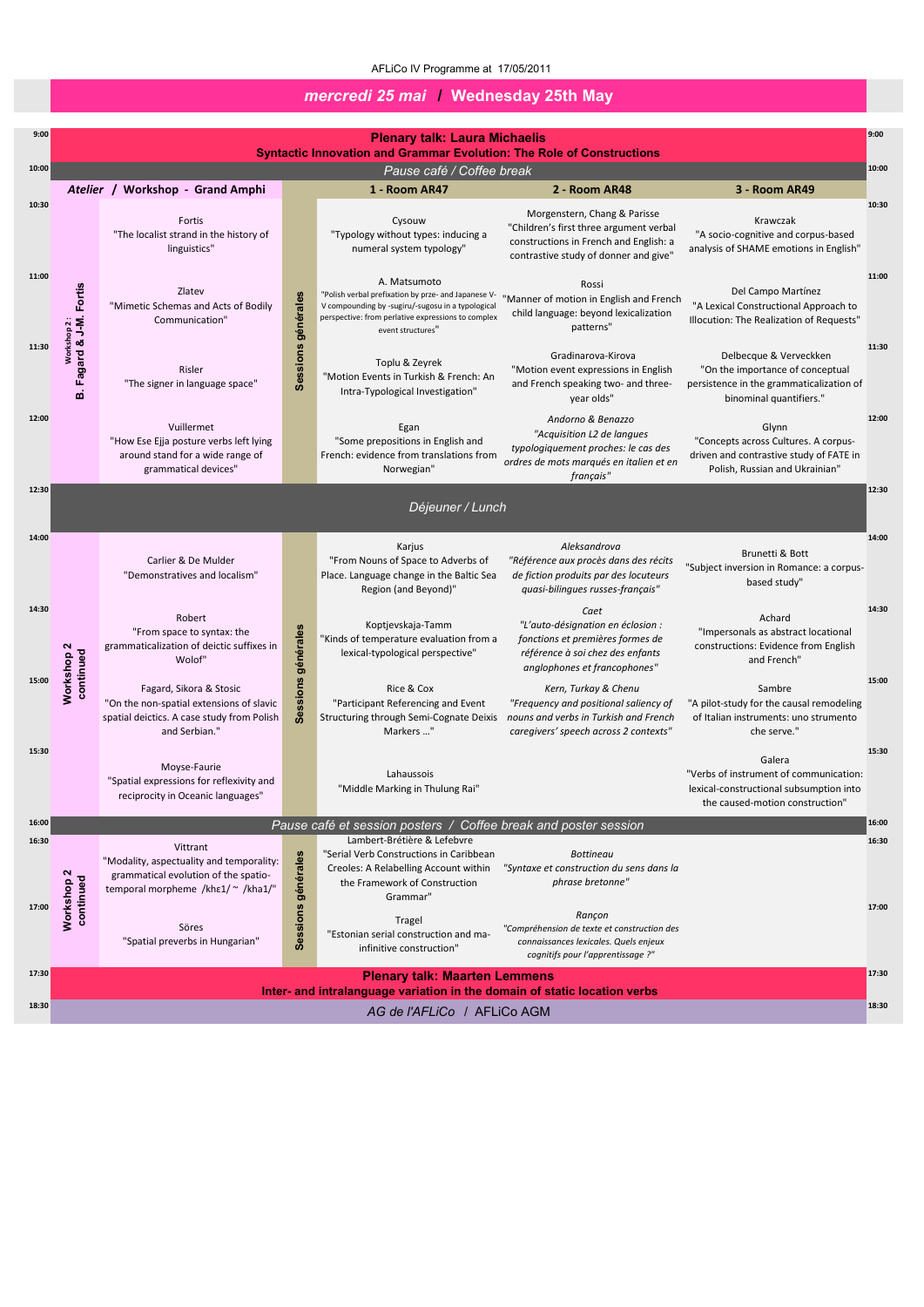AFLiCo IV Programme at 17/05/2011

## *mercredi 25 mai* / Wednesday 25th May

| Time | Atelier / Workshop - Grand Amphi | | 1 - Room AR47 | 2 - Room AR48 | 3 - Room AR49 |
|---|---|---|---|---|---|
| 9:00 | **Plenary talk: Laura Michaelis** — **Syntactic Innovation and Grammar Evolution: The Role of Constructions** | | | | |
| 10:00 | *Pause café / Coffee break* | | | | |
| 10:30 | Fortis "The localist strand in the history of linguistics" | Workshop 2 : B. Fagard & J-M. Fortis / Sessions générales | Cysouw "Typology without types: inducing a numeral system typology" | Morgenstern, Chang & Parisse "Children's first three argument verbal constructions in French and English: a contrastive study of donner and give" | Krawczak "A socio-cognitive and corpus-based analysis of SHAME emotions in English" |
| 11:00 | Zlatev "Mimetic Schemas and Acts of Bodily Communication" | | A. Matsumoto "Polish verbal prefixation by prze- and Japanese V-V compounding by -sugiru/-sugosu in a typological perspective: from perlative expressions to complex event structures" | Rossi "Manner of motion in English and French child language: beyond lexicalization patterns" | Del Campo Martínez "A Lexical Constructional Approach to Illocution: The Realization of Requests" |
| 11:30 | Risler "The signer in language space" | | Toplu & Zeyrek "Motion Events in Turkish & French: An Intra-Typological Investigation" | Gradinarova-Kirova "Motion event expressions in English and French speaking two- and three-year olds" | Delbecque & Verveckken "On the importance of conceptual persistence in the grammaticalization of binominal quantifiers." |
| 12:00 | Vuillermet "How Ese Ejja posture verbs left lying around stand for a wide range of grammatical devices" | | Egan "Some prepositions in English and French: evidence from translations from Norwegian" | *Andorno & Benazzo "Acquisition L2 de langues typologiquement proches: le cas des ordres de mots marqués en italien et en français"* | Glynn "Concepts across Cultures. A corpus-driven and contrastive study of FATE in Polish, Russian and Ukrainian" |
| 12:30 | *Déjeuner / Lunch* | | | | |
| 14:00 | Carlier & De Mulder "Demonstratives and localism" | Workshop 2 continued / Sessions générales | Karjus "From Nouns of Space to Adverbs of Place. Language change in the Baltic Sea Region (and Beyond)" | *Aleksandrova "Référence aux procès dans des récits de fiction produits par des locuteurs quasi-bilingues russes-français"* | Brunetti & Bott "Subject inversion in Romance: a corpus-based study" |
| 14:30 | Robert "From space to syntax: the grammaticalization of deictic suffixes in Wolof" | | Koptjevskaja-Tamm "Kinds of temperature evaluation from a lexical-typological perspective" | *Caet "L'auto-désignation en éclosion : fonctions et premières formes de référence à soi chez des enfants anglophones et francophones"* | Achard "Impersonals as abstract locational constructions: Evidence from English and French" |
| 15:00 | Fagard, Sikora & Stosic "On the non-spatial extensions of slavic spatial deictics. A case study from Polish and Serbian." | | Rice & Cox "Participant Referencing and Event Structuring through Semi-Cognate Deixis Markers ..." | *Kern, Turkay & Chenu "Frequency and positional saliency of nouns and verbs in Turkish and French caregivers' speech across 2 contexts"* | Sambre "A pilot-study for the causal remodeling of Italian instruments: uno strumento che serve." |
| 15:30 | Moyse-Faurie "Spatial expressions for reflexivity and reciprocity in Oceanic languages" | | Lahaussois "Middle Marking in Thulung Rai" | | Galera "Verbs of instrument of communication: lexical-constructional subsumption into the caused-motion construction" |
| 16:00 | *Pause café et session posters / Coffee break and poster session* | | | | |
| 16:30 | Vittrant "Modality, aspectuality and temporality: grammatical evolution of the spatio-temporal morpheme /khɛ1/ ~ /kha1/" | Workshop 2 continued / Sessions générales | Lambert-Brétière & Lefebvre "Serial Verb Constructions in Caribbean Creoles: A Relabelling Account within the Framework of Construction Grammar" | *Bottineau "Syntaxe et construction du sens dans la phrase bretonne"* | |
| 17:00 | Söres "Spatial preverbs in Hungarian" | | Tragel "Estonian serial construction and ma-infinitive construction" | *Rançon "Compréhension de texte et construction des connaissances lexicales. Quels enjeux cognitifs pour l'apprentissage ?"* | |
| 17:30 | **Plenary talk: Maarten Lemmens** — **Inter- and intralanguage variation in the domain of static location verbs** | | | | |
| 18:30 | *AG de l'AFLiCo* / AFLiCo AGM | | | | |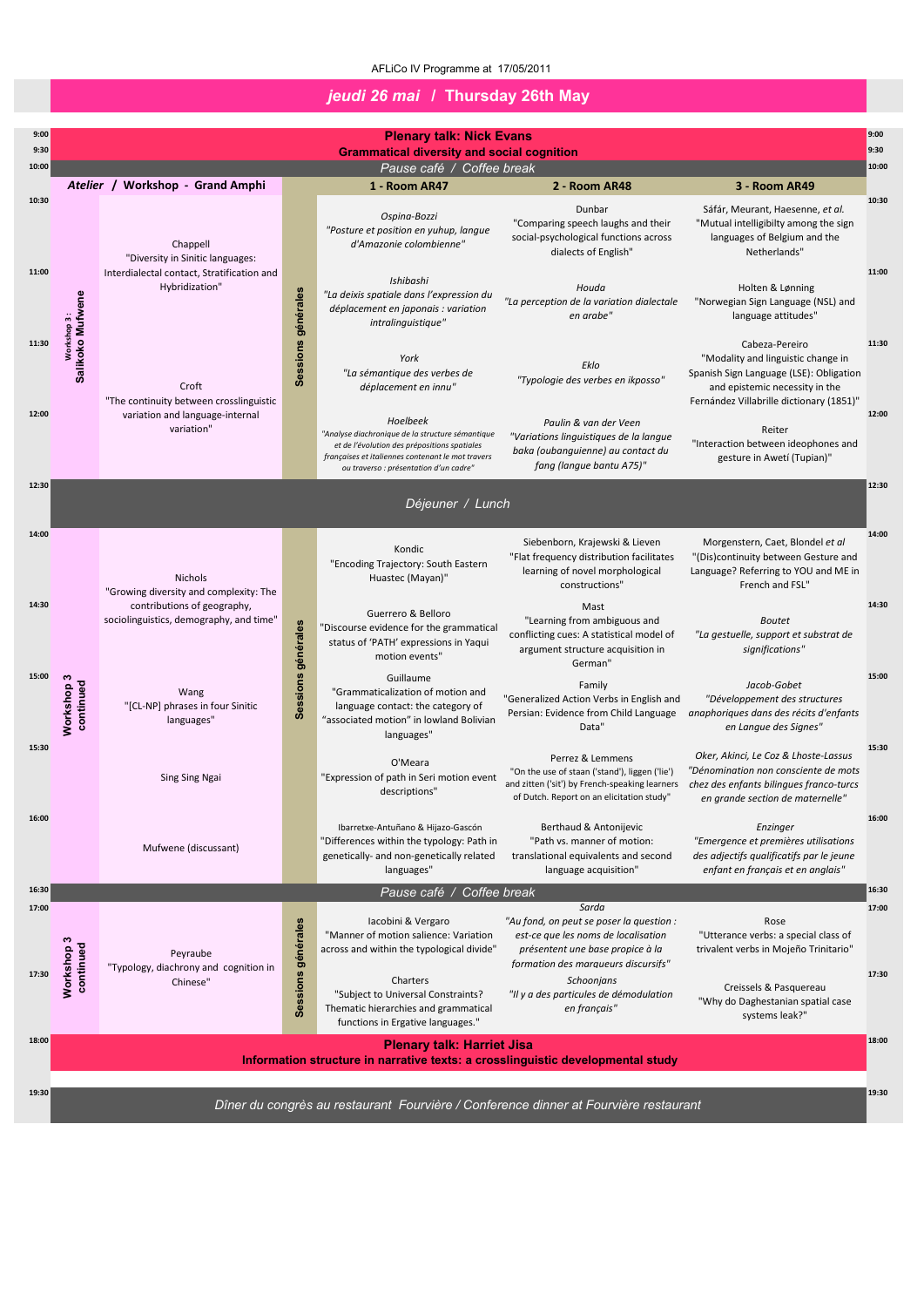AFLiCo IV Programme at 17/05/2011

# *jeudi 26 mai* / Thursday 26th May

**9:00–10:00 — Plenary talk: Nick Evans**
**Grammatical diversity and social cognition**

**10:00 — *Pause café / Coffee break***

| Time | *Atelier* / Workshop - Grand Amphi | | 1 - Room AR47 | 2 - Room AR48 | 3 - Room AR49 |
|---|---|---|---|---|---|
| 10:30 | Workshop 3 : Salikoko Mufwene | Sessions générales | Ospina-Bozzi *"Posture et position en yuhup, langue d'Amazonie colombienne"* | Dunbar "Comparing speech laughs and their social-psychological functions across dialects of English" | Sáfár, Meurant, Haesenne, *et al.* "Mutual intelligibilty among the sign languages of Belgium and the Netherlands" |
| 10:30 | Chappell "Diversity in Sinitic languages: Interdialectal contact, Stratification and Hybridization" | | | | |
| 11:00 | | | Ishibashi *"La deixis spatiale dans l'expression du déplacement en japonais : variation intralinguistique"* | Houda *"La perception de la variation dialectale en arabe"* | Holten & Lønning "Norwegian Sign Language (NSL) and language attitudes" |
| 11:30 | Croft "The continuity between crosslinguistic variation and language-internal variation" | | York *"La sémantique des verbes de déplacement en innu"* | Eklo *"Typologie des verbes en ikposso"* | Cabeza-Pereiro "Modality and linguistic change in Spanish Sign Language (LSE): Obligation and epistemic necessity in the Fernández Villabrille dictionary (1851)" |
| 12:00 | | | Hoelbeek *"Analyse diachronique de la structure sémantique et de l'évolution des prépositions spatiales françaises et italiennes contenant le mot travers ou traverso : présentation d'un cadre"* | Paulin & van der Veen *"Variations linguistiques de la langue baka (oubanguienne) au contact du fang (langue bantu A75)"* | Reiter "Interaction between ideophones and gesture in Awetí (Tupian)" |

**12:30 — *Déjeuner / Lunch***

| Time | Workshop 3 continued | | 1 - Room AR47 | 2 - Room AR48 | 3 - Room AR49 |
|---|---|---|---|---|---|
| 14:00 | Nichols "Growing diversity and complexity: The contributions of geography, sociolinguistics, demography, and time" | Sessions générales | Kondic "Encoding Trajectory: South Eastern Huastec (Mayan)" | Siebenborn, Krajewski & Lieven "Flat frequency distribution facilitates learning of novel morphological constructions" | Morgenstern, Caet, Blondel *et al* "(Dis)continuity between Gesture and Language? Referring to YOU and ME in French and FSL" |
| 14:30 | | | Guerrero & Belloro "Discourse evidence for the grammatical status of 'PATH' expressions in Yaqui motion events" | Mast "Learning from ambiguous and conflicting cues: A statistical model of argument structure acquisition in German" | *Boutet "La gestuelle, support et substrat de significations"* |
| 15:00 | Wang "[CL-NP] phrases in four Sinitic languages" | | Guillaume "Grammaticalization of motion and language contact: the category of "associated motion" in lowland Bolivian languages" | Family "Generalized Action Verbs in English and Persian: Evidence from Child Language Data" | *Jacob-Gobet "Développement des structures anaphoriques dans des récits d'enfants en Langue des Signes"* |
| 15:30 | Sing Sing Ngai | | O'Meara "Expression of path in Seri motion event descriptions" | Perrez & Lemmens "On the use of staan ('stand'), liggen ('lie') and zitten ('sit') by French-speaking learners of Dutch. Report on an elicitation study" | *Oker, Akinci, Le Coz & Lhoste-Lassus "Dénomination non consciente de mots chez des enfants bilingues franco-turcs en grande section de maternelle"* |
| 16:00 | Mufwene (discussant) | | Ibarretxe-Antuñano & Hijazo-Gascón "Differences within the typology: Path in genetically- and non-genetically related languages" | Berthaud & Antonijevic "Path vs. manner of motion: translational equivalents and second language acquisition" | *Enzinger "Emergence et premières utilisations des adjectifs qualificatifs par le jeune enfant en français et en anglais"* |

**16:30 — *Pause café / Coffee break***

| Time | Workshop 3 continued | | 1 - Room AR47 | 2 - Room AR48 | 3 - Room AR49 |
|---|---|---|---|---|---|
| 17:00 | Peyraube "Typology, diachrony and cognition in Chinese" | Sessions générales | Iacobini & Vergaro "Manner of motion salience: Variation across and within the typological divide" | *Sarda "Au fond, on peut se poser la question : est-ce que les noms de localisation présentent une base propice à la formation des marqueurs discursifs"* | Rose "Utterance verbs: a special class of trivalent verbs in Mojeño Trinitario" |
| 17:30 | | | Charters "Subject to Universal Constraints? Thematic hierarchies and grammatical functions in Ergative languages." | *Schoonjans "Il y a des particules de démodulation en français"* | Creissels & Pasquereau "Why do Daghestanian spatial case systems leak?" |

**18:00 — Plenary talk: Harriet Jisa**
**Information structure in narrative texts: a crosslinguistic developmental study**

**19:30 — *Dîner du congrès au restaurant Fourvière / Conference dinner at Fourvière restaurant***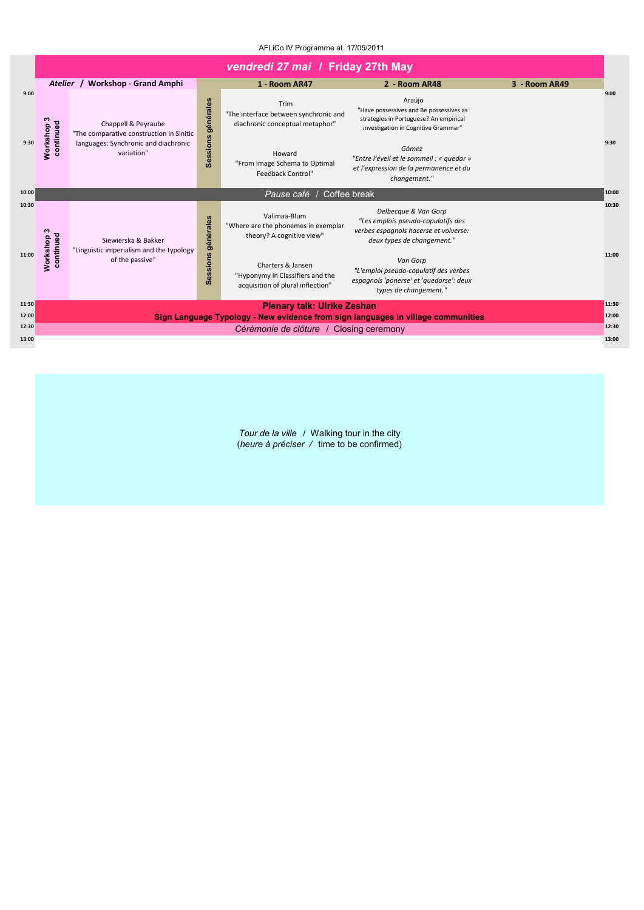AFLiCo IV Programme at 17/05/2011

## *vendredi 27 mai* / Friday 27th May

| | *Atelier* / Workshop - Grand Amphi | | | 1 - Room AR47 | 2 - Room AR48 | 3 - Room AR49 | |
|---|---|---|---|---|---|---|---|
| 9:00 | Workshop 3 continued | Chappell & Peyraube "The comparative construction in Sinitic languages: Synchronic and diachronic variation" | Sessions générales | Trim "The interface between synchronic and diachronic conceptual metaphor" | Araújo "Have possessives and Be possessives as strategies in Portuguese? An empirical investigation in Cognitive Grammar" | | 9:00 |
| 9:30 | | | | Howard "From Image Schema to Optimal Feedback Control" | *Gómez "Entre l'éveil et le sommeil : « quedar » et l'expression de la permanence et du changement."* | | 9:30 |
| 10:00 | *Pause café* / Coffee break | | | | | | 10:00 |
| 10:30 | Workshop 3 continued | Siewierska & Bakker "Linguistic imperialism and the typology of the passive" | Sessions générales | Valimaa-Blum "Where are the phonemes in exemplar theory? A cognitive view" | *Delbecque & Van Gorp "Les emplois pseudo-copulatifs des verbes espagnols hacerse et volverse: deux types de changement."* | | 10:30 |
| 11:00 | | | | Charters & Jansen "Hyponymy in Classifiers and the acquisition of plural inflection" | *Van Gorp "L'emploi pseudo-copulatif des verbes espagnols 'ponerse' et 'quedarse': deux types de changement."* | | 11:00 |
| 11:30 | **Plenary talk: Ulrike Zeshan** | | | | | | 11:30 |
| 12:00 | **Sign Language Typology - New evidence from sign languages in village communities** | | | | | | 12:00 |
| 12:30 | *Cérémonie de clôture* / Closing ceremony | | | | | | 12:30 |
| 13:00 | | | | | | | 13:00 |

*Tour de la ville* / Walking tour in the city
(*heure à préciser* / time to be confirmed)